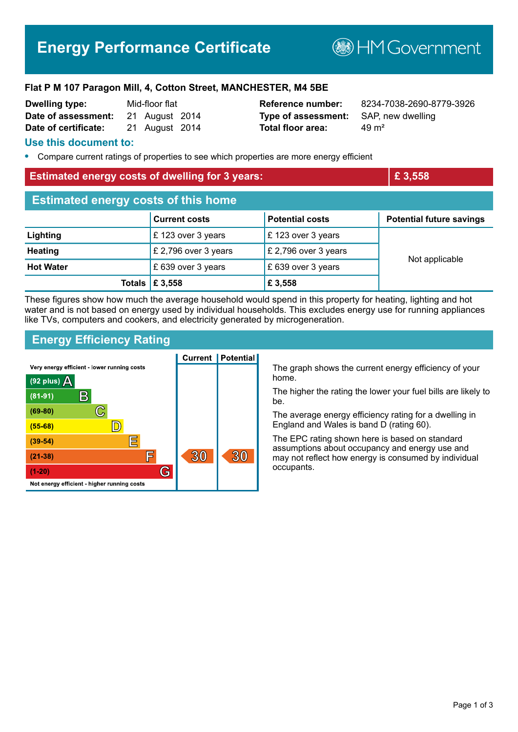# Energy Performance Certificate

HM Government

**Flat P M 107 Paragon Mill, 4, Cotton Street, MANCHESTER, M4 5BE**

| | | | |
|---|---|---|---|
| **Dwelling type:** | Mid-floor flat | **Reference number:** | 8234-7038-2690-8779-3926 |
| **Date of assessment:** | 21 August 2014 | **Type of assessment:** | SAP, new dwelling |
| **Date of certificate:** | 21 August 2014 | **Total floor area:** | 49 m² |

## Use this document to:

- Compare current ratings of properties to see which properties are more energy efficient

## Estimated energy costs of dwelling for 3 years: £ 3,558

## Estimated energy costs of this home

| | Current costs | Potential costs | Potential future savings |
|---|---|---|---|
| **Lighting** | £ 123 over 3 years | £ 123 over 3 years | Not applicable |
| **Heating** | £ 2,796 over 3 years | £ 2,796 over 3 years | |
| **Hot Water** | £ 639 over 3 years | £ 639 over 3 years | |
| **Totals** | **£ 3,558** | **£ 3,558** | |

These figures show how much the average household would spend in this property for heating, lighting and hot water and is not based on energy used by individual households. This excludes energy use for running appliances like TVs, computers and cookers, and electricity generated by microgeneration.

## Energy Efficiency Rating

| Rating | Current | Potential |
|---|---|---|
| Very energy efficient - lower running costs | | |
| (92 plus) A | | |
| (81-91) B | | |
| (69-80) C | | |
| (55-68) D | | |
| (39-54) E | | |
| (21-38) F | 30 | 30 |
| (1-20) G | | |
| Not energy efficient - higher running costs | | |

The graph shows the current energy efficiency of your home.

The higher the rating the lower your fuel bills are likely to be.

The average energy efficiency rating for a dwelling in England and Wales is band D (rating 60).

The EPC rating shown here is based on standard assumptions about occupancy and energy use and may not reflect how energy is consumed by individual occupants.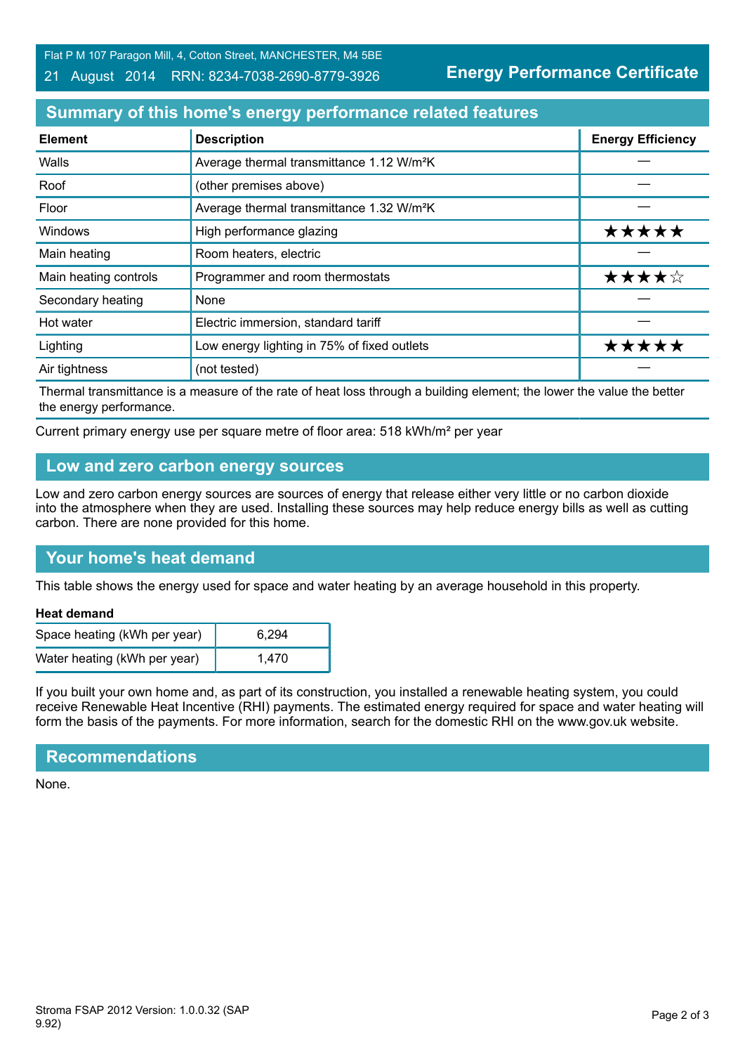Flat P M 107 Paragon Mill, 4, Cotton Street, MANCHESTER, M4 5BE

21 August 2014 RRN: 8234-7038-2690-8779-3926

**Energy Performance Certificate**

## Summary of this home's energy performance related features

| Element | Description | Energy Efficiency |
|---|---|---|
| Walls | Average thermal transmittance 1.12 W/m²K | — |
| Roof | (other premises above) | — |
| Floor | Average thermal transmittance 1.32 W/m²K | — |
| Windows | High performance glazing | ★★★★★ |
| Main heating | Room heaters, electric | — |
| Main heating controls | Programmer and room thermostats | ★★★★☆ |
| Secondary heating | None | — |
| Hot water | Electric immersion, standard tariff | — |
| Lighting | Low energy lighting in 75% of fixed outlets | ★★★★★ |
| Air tightness | (not tested) | — |

Thermal transmittance is a measure of the rate of heat loss through a building element; the lower the value the better the energy performance.

Current primary energy use per square metre of floor area: 518 kWh/m² per year

## Low and zero carbon energy sources

Low and zero carbon energy sources are sources of energy that release either very little or no carbon dioxide into the atmosphere when they are used. Installing these sources may help reduce energy bills as well as cutting carbon. There are none provided for this home.

## Your home's heat demand

This table shows the energy used for space and water heating by an average household in this property.

**Heat demand**

| | |
|---|---|
| Space heating (kWh per year) | 6,294 |
| Water heating (kWh per year) | 1,470 |

If you built your own home and, as part of its construction, you installed a renewable heating system, you could receive Renewable Heat Incentive (RHI) payments. The estimated energy required for space and water heating will form the basis of the payments. For more information, search for the domestic RHI on the www.gov.uk website.

## Recommendations

None.

Stroma FSAP 2012 Version: 1.0.0.32 (SAP 9.92)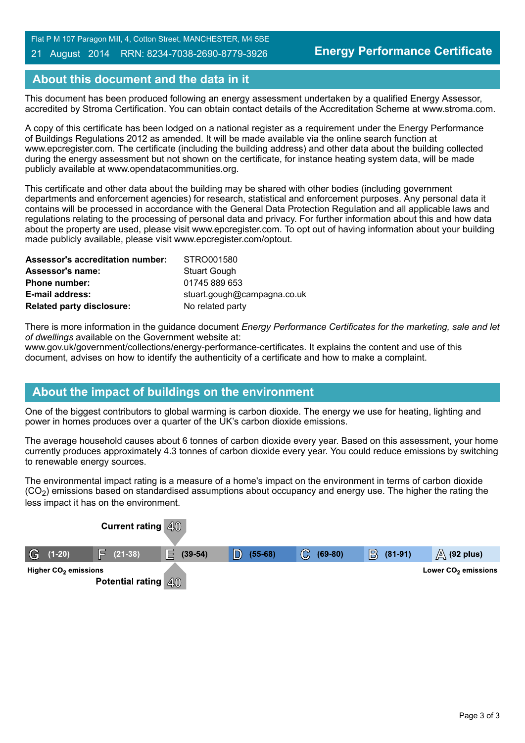Flat P M 107 Paragon Mill, 4, Cotton Street, MANCHESTER, M4 5BE

21 August 2014 RRN: 8234-7038-2690-8779-3926

**Energy Performance Certificate**

## About this document and the data in it

This document has been produced following an energy assessment undertaken by a qualified Energy Assessor, accredited by Stroma Certification. You can obtain contact details of the Accreditation Scheme at www.stroma.com.

A copy of this certificate has been lodged on a national register as a requirement under the Energy Performance of Buildings Regulations 2012 as amended. It will be made available via the online search function at www.epcregister.com. The certificate (including the building address) and other data about the building collected during the energy assessment but not shown on the certificate, for instance heating system data, will be made publicly available at www.opendatacommunities.org.

This certificate and other data about the building may be shared with other bodies (including government departments and enforcement agencies) for research, statistical and enforcement purposes. Any personal data it contains will be processed in accordance with the General Data Protection Regulation and all applicable laws and regulations relating to the processing of personal data and privacy. For further information about this and how data about the property are used, please visit www.epcregister.com. To opt out of having information about your building made publicly available, please visit www.epcregister.com/optout.

| | |
|---|---|
| **Assessor's accreditation number:** | STRO001580 |
| **Assessor's name:** | Stuart Gough |
| **Phone number:** | 01745 889 653 |
| **E-mail address:** | stuart.gough@campagna.co.uk |
| **Related party disclosure:** | No related party |

There is more information in the guidance document *Energy Performance Certificates for the marketing, sale and let of dwellings* available on the Government website at: www.gov.uk/government/collections/energy-performance-certificates. It explains the content and use of this document, advises on how to identify the authenticity of a certificate and how to make a complaint.

## About the impact of buildings on the environment

One of the biggest contributors to global warming is carbon dioxide. The energy we use for heating, lighting and power in homes produces over a quarter of the UK's carbon dioxide emissions.

The average household causes about 6 tonnes of carbon dioxide every year. Based on this assessment, your home currently produces approximately 4.3 tonnes of carbon dioxide every year. You could reduce emissions by switching to renewable energy sources.

The environmental impact rating is a measure of a home's impact on the environment in terms of carbon dioxide ($CO_2$) emissions based on standardised assumptions about occupancy and energy use. The higher the rating the less impact it has on the environment.

Current rating 40

G (1-20) F (21-38) E (39-54) D (55-68) C (69-80) B (81-91) A (92 plus)

Higher $CO_2$ emissions

Lower $CO_2$ emissions

Potential rating 40